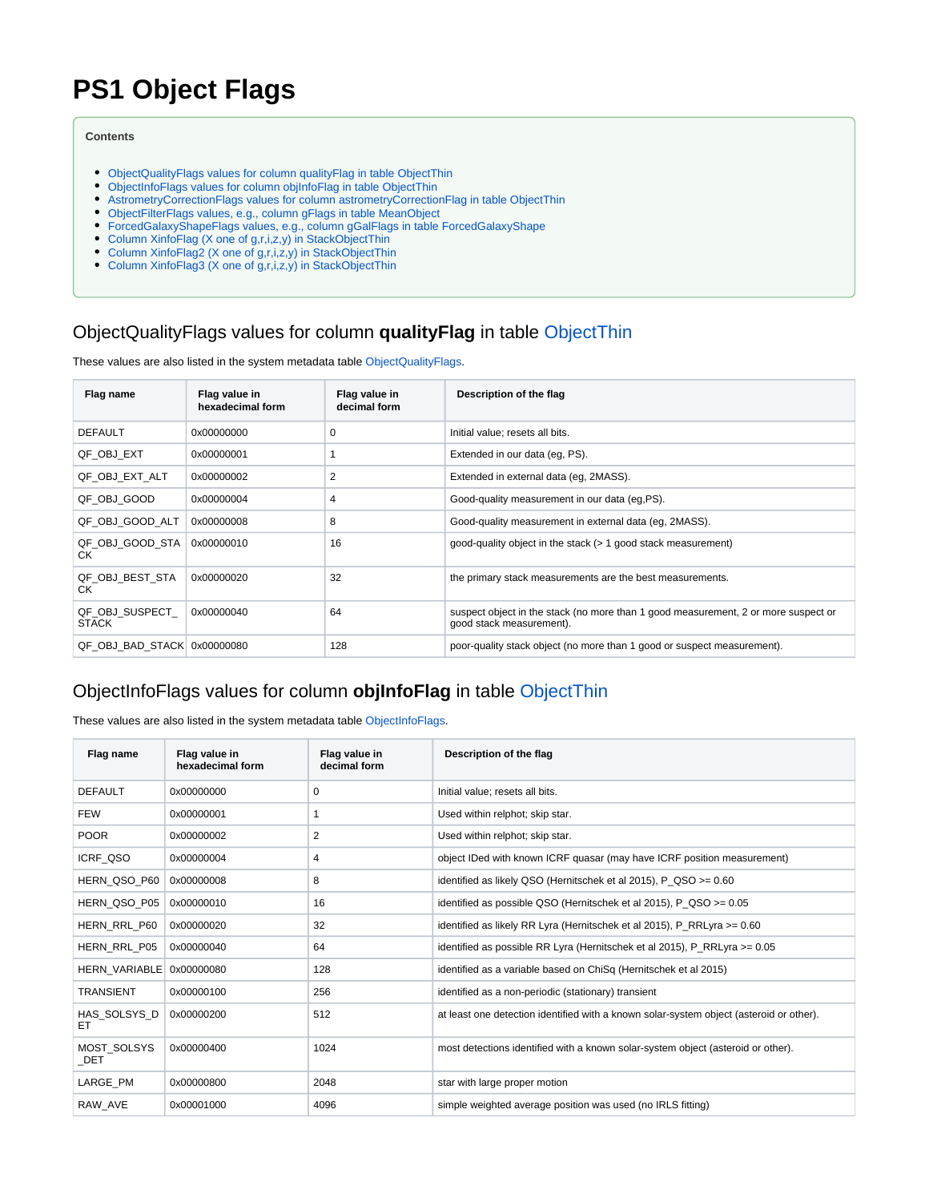# PS1 Object Flags

**Contents**

- ObjectQualityFlags values for column qualityFlag in table ObjectThin
- ObjectInfoFlags values for column objInfoFlag in table ObjectThin
- AstrometryCorrectionFlags values for column astrometryCorrectionFlag in table ObjectThin
- ObjectFilterFlags values, e.g., column gFlags in table MeanObject
- ForcedGalaxyShapeFlags values, e.g., column gGalFlags in table ForcedGalaxyShape
- Column XinfoFlag (X one of g,r,i,z,y) in StackObjectThin
- Column XinfoFlag2 (X one of g,r,i,z,y) in StackObjectThin
- Column XinfoFlag3 (X one of g,r,i,z,y) in StackObjectThin

## ObjectQualityFlags values for column **qualityFlag** in table ObjectThin

These values are also listed in the system metadata table ObjectQualityFlags.

| Flag name | Flag value in hexadecimal form | Flag value in decimal form | Description of the flag |
|---|---|---|---|
| DEFAULT | 0x00000000 | 0 | Initial value; resets all bits. |
| QF_OBJ_EXT | 0x00000001 | 1 | Extended in our data (eg, PS). |
| QF_OBJ_EXT_ALT | 0x00000002 | 2 | Extended in external data (eg, 2MASS). |
| QF_OBJ_GOOD | 0x00000004 | 4 | Good-quality measurement in our data (eg,PS). |
| QF_OBJ_GOOD_ALT | 0x00000008 | 8 | Good-quality measurement in external data (eg, 2MASS). |
| QF_OBJ_GOOD_STACK | 0x00000010 | 16 | good-quality object in the stack (> 1 good stack measurement) |
| QF_OBJ_BEST_STACK | 0x00000020 | 32 | the primary stack measurements are the best measurements. |
| QF_OBJ_SUSPECT_STACK | 0x00000040 | 64 | suspect object in the stack (no more than 1 good measurement, 2 or more suspect or good stack measurement). |
| QF_OBJ_BAD_STACK | 0x00000080 | 128 | poor-quality stack object (no more than 1 good or suspect measurement). |

## ObjectInfoFlags values for column **objInfoFlag** in table ObjectThin

These values are also listed in the system metadata table ObjectInfoFlags.

| Flag name | Flag value in hexadecimal form | Flag value in decimal form | Description of the flag |
|---|---|---|---|
| DEFAULT | 0x00000000 | 0 | Initial value; resets all bits. |
| FEW | 0x00000001 | 1 | Used within relphot; skip star. |
| POOR | 0x00000002 | 2 | Used within relphot; skip star. |
| ICRF_QSO | 0x00000004 | 4 | object IDed with known ICRF quasar (may have ICRF position measurement) |
| HERN_QSO_P60 | 0x00000008 | 8 | identified as likely QSO (Hernitschek et al 2015), P_QSO >= 0.60 |
| HERN_QSO_P05 | 0x00000010 | 16 | identified as possible QSO (Hernitschek et al 2015), P_QSO >= 0.05 |
| HERN_RRL_P60 | 0x00000020 | 32 | identified as likely RR Lyra (Hernitschek et al 2015), P_RRLyra >= 0.60 |
| HERN_RRL_P05 | 0x00000040 | 64 | identified as possible RR Lyra (Hernitschek et al 2015), P_RRLyra >= 0.05 |
| HERN_VARIABLE | 0x00000080 | 128 | identified as a variable based on ChiSq (Hernitschek et al 2015) |
| TRANSIENT | 0x00000100 | 256 | identified as a non-periodic (stationary) transient |
| HAS_SOLSYS_DET | 0x00000200 | 512 | at least one detection identified with a known solar-system object (asteroid or other). |
| MOST_SOLSYS_DET | 0x00000400 | 1024 | most detections identified with a known solar-system object (asteroid or other). |
| LARGE_PM | 0x00000800 | 2048 | star with large proper motion |
| RAW_AVE | 0x00001000 | 4096 | simple weighted average position was used (no IRLS fitting) |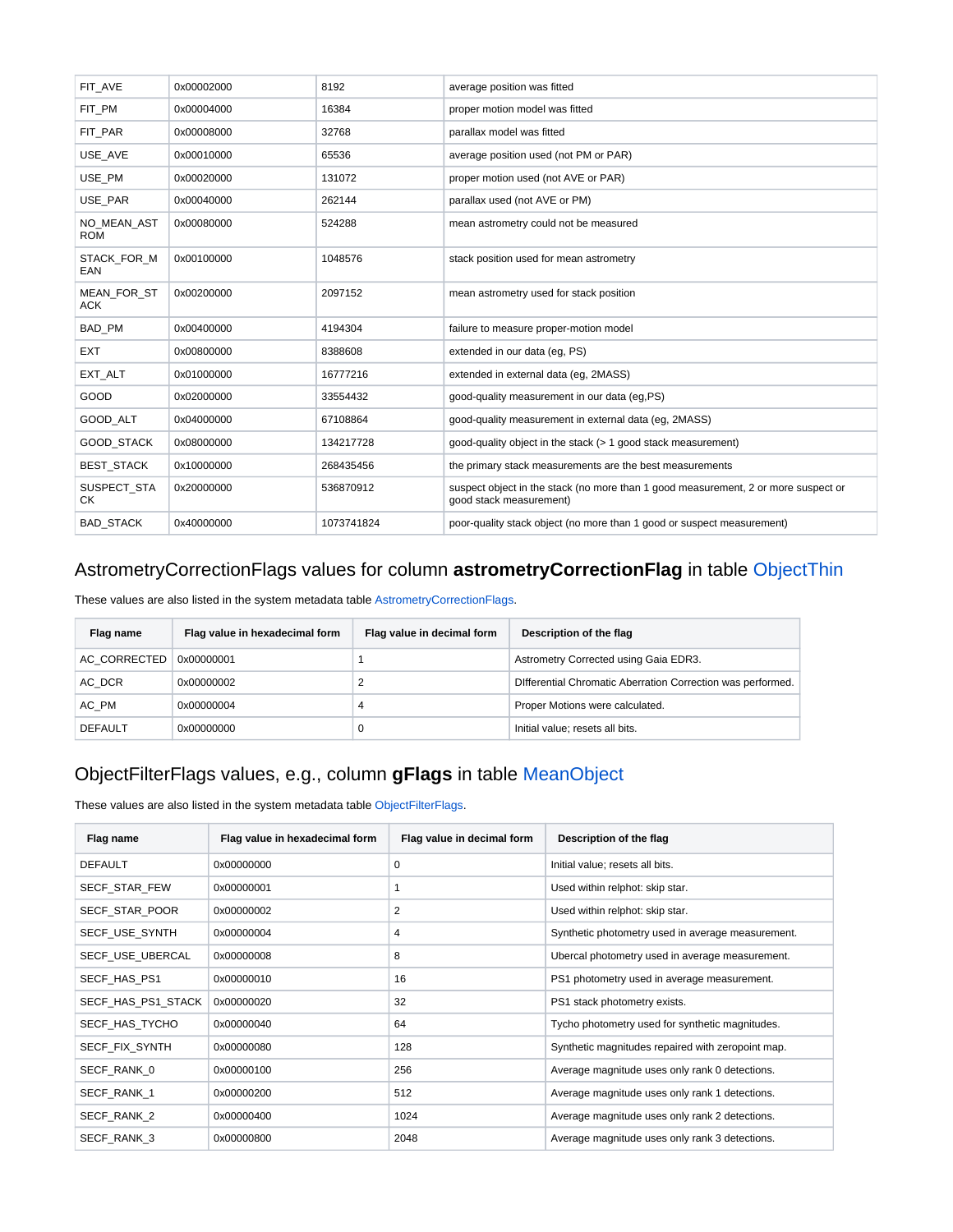| | | | |
|---|---|---|---|
| FIT_AVE | 0x00002000 | 8192 | average position was fitted |
| FIT_PM | 0x00004000 | 16384 | proper motion model was fitted |
| FIT_PAR | 0x00008000 | 32768 | parallax model was fitted |
| USE_AVE | 0x00010000 | 65536 | average position used (not PM or PAR) |
| USE_PM | 0x00020000 | 131072 | proper motion used (not AVE or PAR) |
| USE_PAR | 0x00040000 | 262144 | parallax used (not AVE or PM) |
| NO_MEAN_ASTROM | 0x00080000 | 524288 | mean astrometry could not be measured |
| STACK_FOR_MEAN | 0x00100000 | 1048576 | stack position used for mean astrometry |
| MEAN_FOR_STACK | 0x00200000 | 2097152 | mean astrometry used for stack position |
| BAD_PM | 0x00400000 | 4194304 | failure to measure proper-motion model |
| EXT | 0x00800000 | 8388608 | extended in our data (eg, PS) |
| EXT_ALT | 0x01000000 | 16777216 | extended in external data (eg, 2MASS) |
| GOOD | 0x02000000 | 33554432 | good-quality measurement in our data (eg,PS) |
| GOOD_ALT | 0x04000000 | 67108864 | good-quality measurement in external data (eg, 2MASS) |
| GOOD_STACK | 0x08000000 | 134217728 | good-quality object in the stack (> 1 good stack measurement) |
| BEST_STACK | 0x10000000 | 268435456 | the primary stack measurements are the best measurements |
| SUSPECT_STACK | 0x20000000 | 536870912 | suspect object in the stack (no more than 1 good measurement, 2 or more suspect or good stack measurement) |
| BAD_STACK | 0x40000000 | 1073741824 | poor-quality stack object (no more than 1 good or suspect measurement) |

## AstrometryCorrectionFlags values for column **astrometryCorrectionFlag** in table ObjectThin

These values are also listed in the system metadata table AstrometryCorrectionFlags.

| Flag name | Flag value in hexadecimal form | Flag value in decimal form | Description of the flag |
|---|---|---|---|
| AC_CORRECTED | 0x00000001 | 1 | Astrometry Corrected using Gaia EDR3. |
| AC_DCR | 0x00000002 | 2 | DIfferential Chromatic Aberration Correction was performed. |
| AC_PM | 0x00000004 | 4 | Proper Motions were calculated. |
| DEFAULT | 0x00000000 | 0 | Initial value; resets all bits. |

## ObjectFilterFlags values, e.g., column **gFlags** in table MeanObject

These values are also listed in the system metadata table ObjectFilterFlags.

| Flag name | Flag value in hexadecimal form | Flag value in decimal form | Description of the flag |
|---|---|---|---|
| DEFAULT | 0x00000000 | 0 | Initial value; resets all bits. |
| SECF_STAR_FEW | 0x00000001 | 1 | Used within relphot: skip star. |
| SECF_STAR_POOR | 0x00000002 | 2 | Used within relphot: skip star. |
| SECF_USE_SYNTH | 0x00000004 | 4 | Synthetic photometry used in average measurement. |
| SECF_USE_UBERCAL | 0x00000008 | 8 | Ubercal photometry used in average measurement. |
| SECF_HAS_PS1 | 0x00000010 | 16 | PS1 photometry used in average measurement. |
| SECF_HAS_PS1_STACK | 0x00000020 | 32 | PS1 stack photometry exists. |
| SECF_HAS_TYCHO | 0x00000040 | 64 | Tycho photometry used for synthetic magnitudes. |
| SECF_FIX_SYNTH | 0x00000080 | 128 | Synthetic magnitudes repaired with zeropoint map. |
| SECF_RANK_0 | 0x00000100 | 256 | Average magnitude uses only rank 0 detections. |
| SECF_RANK_1 | 0x00000200 | 512 | Average magnitude uses only rank 1 detections. |
| SECF_RANK_2 | 0x00000400 | 1024 | Average magnitude uses only rank 2 detections. |
| SECF_RANK_3 | 0x00000800 | 2048 | Average magnitude uses only rank 3 detections. |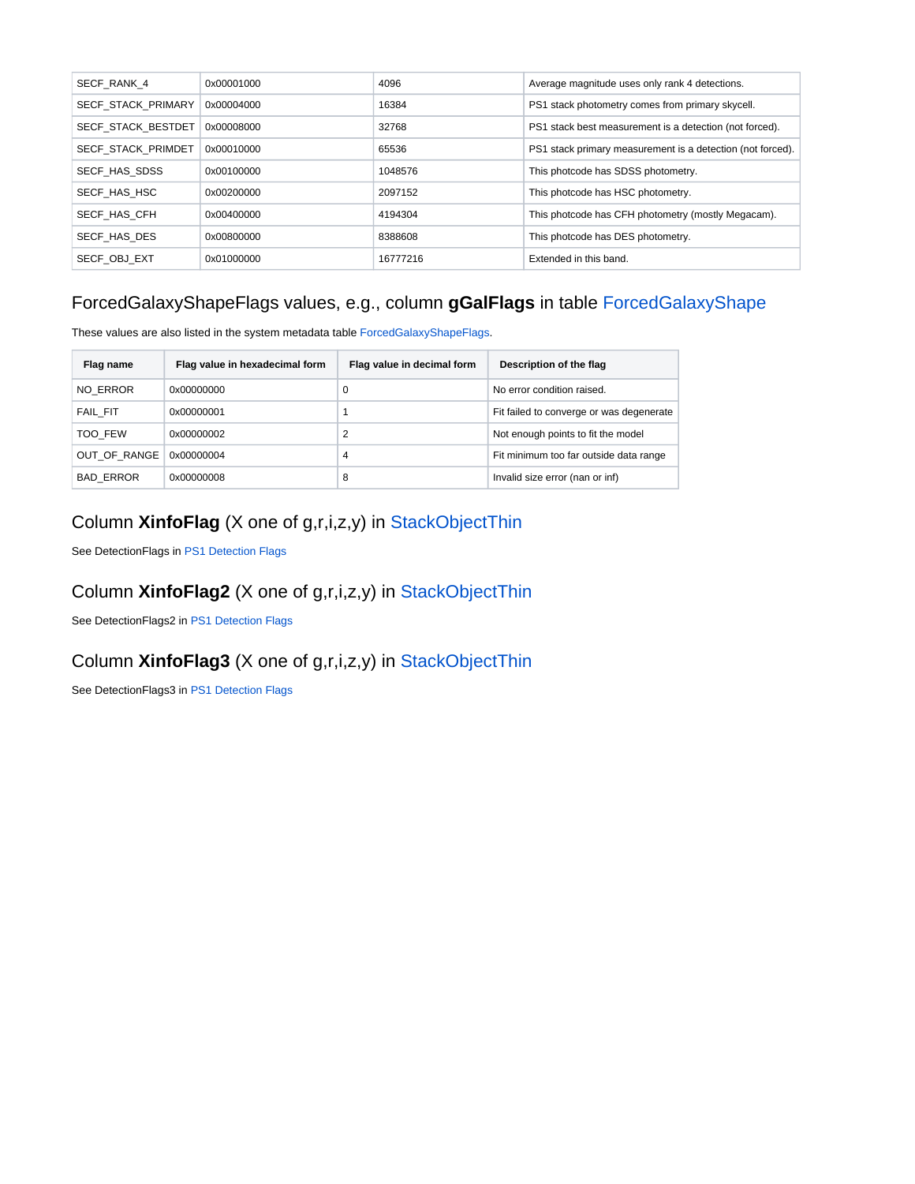| | | | |
|---|---|---|---|
| SECF_RANK_4 | 0x00001000 | 4096 | Average magnitude uses only rank 4 detections. |
| SECF_STACK_PRIMARY | 0x00004000 | 16384 | PS1 stack photometry comes from primary skycell. |
| SECF_STACK_BESTDET | 0x00008000 | 32768 | PS1 stack best measurement is a detection (not forced). |
| SECF_STACK_PRIMDET | 0x00010000 | 65536 | PS1 stack primary measurement is a detection (not forced). |
| SECF_HAS_SDSS | 0x00100000 | 1048576 | This photcode has SDSS photometry. |
| SECF_HAS_HSC | 0x00200000 | 2097152 | This photcode has HSC photometry. |
| SECF_HAS_CFH | 0x00400000 | 4194304 | This photcode has CFH photometry (mostly Megacam). |
| SECF_HAS_DES | 0x00800000 | 8388608 | This photcode has DES photometry. |
| SECF_OBJ_EXT | 0x01000000 | 16777216 | Extended in this band. |

## ForcedGalaxyShapeFlags values, e.g., column **gGalFlags** in table ForcedGalaxyShape

These values are also listed in the system metadata table ForcedGalaxyShapeFlags.

| Flag name | Flag value in hexadecimal form | Flag value in decimal form | Description of the flag |
|---|---|---|---|
| NO_ERROR | 0x00000000 | 0 | No error condition raised. |
| FAIL_FIT | 0x00000001 | 1 | Fit failed to converge or was degenerate |
| TOO_FEW | 0x00000002 | 2 | Not enough points to fit the model |
| OUT_OF_RANGE | 0x00000004 | 4 | Fit minimum too far outside data range |
| BAD_ERROR | 0x00000008 | 8 | Invalid size error (nan or inf) |

## Column **XinfoFlag** (X one of g,r,i,z,y) in StackObjectThin

See DetectionFlags in PS1 Detection Flags

## Column **XinfoFlag2** (X one of g,r,i,z,y) in StackObjectThin

See DetectionFlags2 in PS1 Detection Flags

## Column **XinfoFlag3** (X one of g,r,i,z,y) in StackObjectThin

See DetectionFlags3 in PS1 Detection Flags